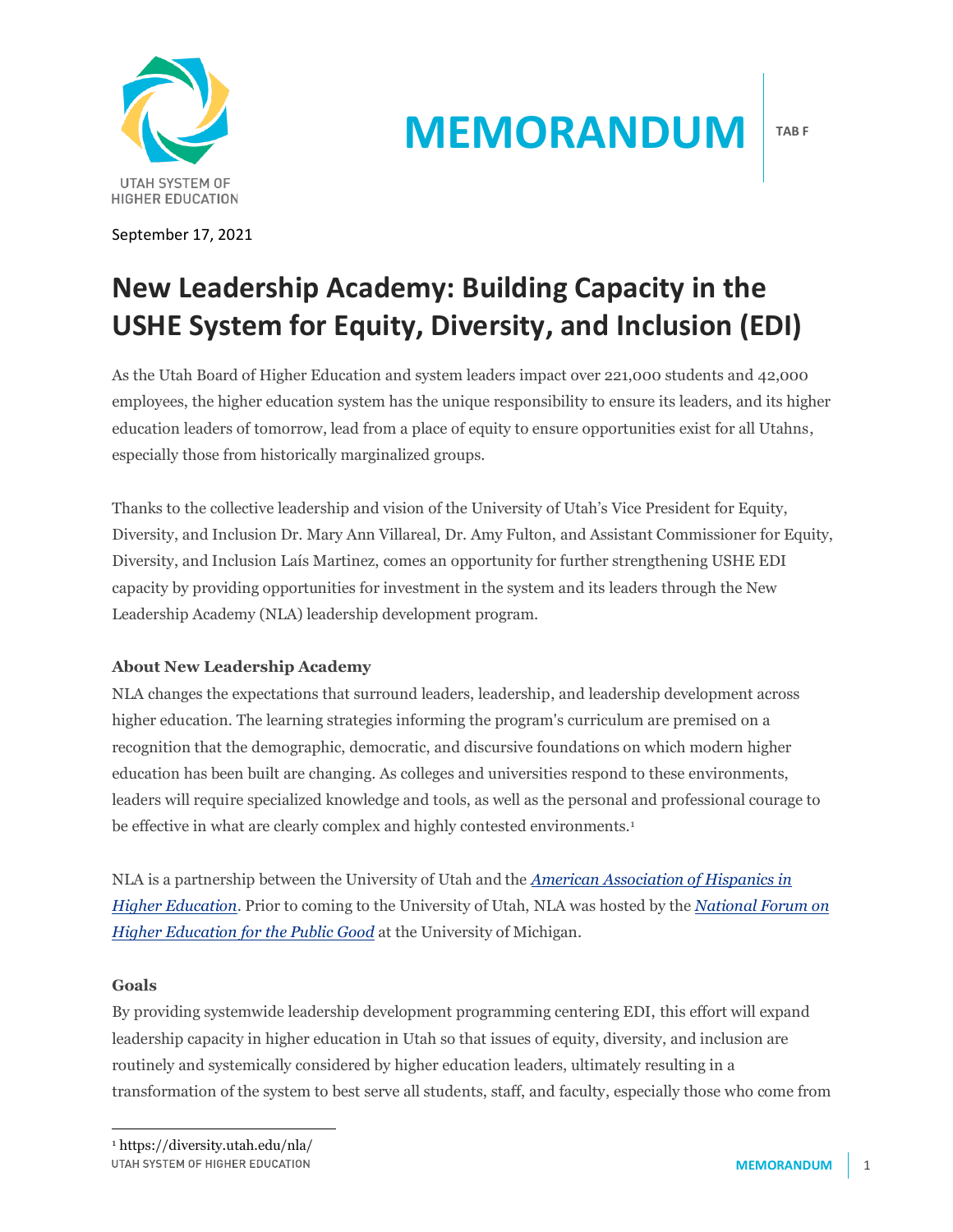# MEMORANDUM

TAB F

September 17, 2021

## New Leadership Academy: Building Capacity in the USHE System for Equity, Diversity, and Inclusion (EDI)

As the Utah Board of Higher Education and system leaders impact over 221,000 students and 42,000 employees, the higher education system has the unique responsibility to ensure its leaders, and its higher education leaders of tomorrow, lead from a place of equity to ensure opportunities exist for all Utahns, especially those from historically marginalized groups.

Thanks to the collective leadership and vision of the University of Utah's Vice President for Equity, Diversity, and Inclusion Dr. Mary Ann Villareal, Dr. Amy Fulton, and Assistant Commissioner for Equity, Diversity, and Inclusion Laís Martinez, comes an opportunity for further strengthening USHE EDI capacity by providing opportunities for investment in the system and its leaders through the New Leadership Academy (NLA) leadership development program.

### About New Leadership Academy

NLA changes the expectations that surround leaders, leadership, and leadership development across higher education. The learning strategies informing the program's curriculum are premised on a recognition that the demographic, democratic, and discursive foundations on which modern higher education has been built are changing. As colleges and universities respond to these environments, leaders will require specialized knowledge and tools, as well as the personal and professional courage to be effective in what are clearly complex and highly contested environments.[1]

NLA is a partnership between the University of Utah and the *American Association of Hispanics in Higher Education*. Prior to coming to the University of Utah, NLA was hosted by the *National Forum on Higher Education for the Public Good* at the University of Michigan.

### Goals

By providing systemwide leadership development programming centering EDI, this effort will expand leadership capacity in higher education in Utah so that issues of equity, diversity, and inclusion are routinely and systemically considered by higher education leaders, ultimately resulting in a transformation of the system to best serve all students, staff, and faculty, especially those who come from

[1] https://diversity.utah.edu/nla/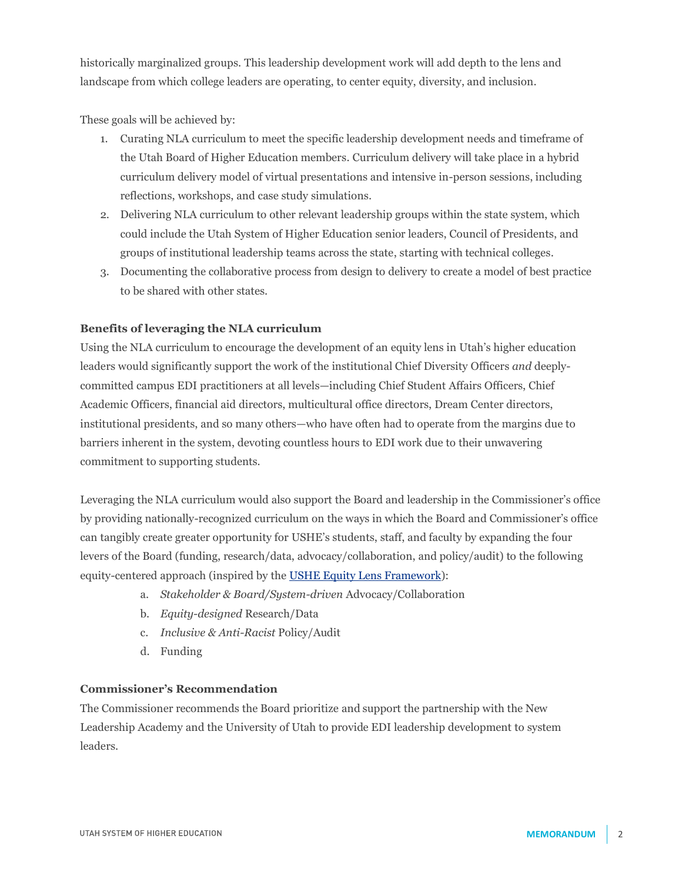historically marginalized groups. This leadership development work will add depth to the lens and landscape from which college leaders are operating, to center equity, diversity, and inclusion.

These goals will be achieved by:

1. Curating NLA curriculum to meet the specific leadership development needs and timeframe of the Utah Board of Higher Education members. Curriculum delivery will take place in a hybrid curriculum delivery model of virtual presentations and intensive in-person sessions, including reflections, workshops, and case study simulations.
2. Delivering NLA curriculum to other relevant leadership groups within the state system, which could include the Utah System of Higher Education senior leaders, Council of Presidents, and groups of institutional leadership teams across the state, starting with technical colleges.
3. Documenting the collaborative process from design to delivery to create a model of best practice to be shared with other states.

**Benefits of leveraging the NLA curriculum**

Using the NLA curriculum to encourage the development of an equity lens in Utah's higher education leaders would significantly support the work of the institutional Chief Diversity Officers *and* deeply-committed campus EDI practitioners at all levels—including Chief Student Affairs Officers, Chief Academic Officers, financial aid directors, multicultural office directors, Dream Center directors, institutional presidents, and so many others—who have often had to operate from the margins due to barriers inherent in the system, devoting countless hours to EDI work due to their unwavering commitment to supporting students.

Leveraging the NLA curriculum would also support the Board and leadership in the Commissioner's office by providing nationally-recognized curriculum on the ways in which the Board and Commissioner's office can tangibly create greater opportunity for USHE's students, staff, and faculty by expanding the four levers of the Board (funding, research/data, advocacy/collaboration, and policy/audit) to the following equity-centered approach (inspired by the USHE Equity Lens Framework):

a. *Stakeholder & Board/System-driven* Advocacy/Collaboration
b. *Equity-designed* Research/Data
c. *Inclusive & Anti-Racist* Policy/Audit
d. Funding

**Commissioner's Recommendation**

The Commissioner recommends the Board prioritize and support the partnership with the New Leadership Academy and the University of Utah to provide EDI leadership development to system leaders.